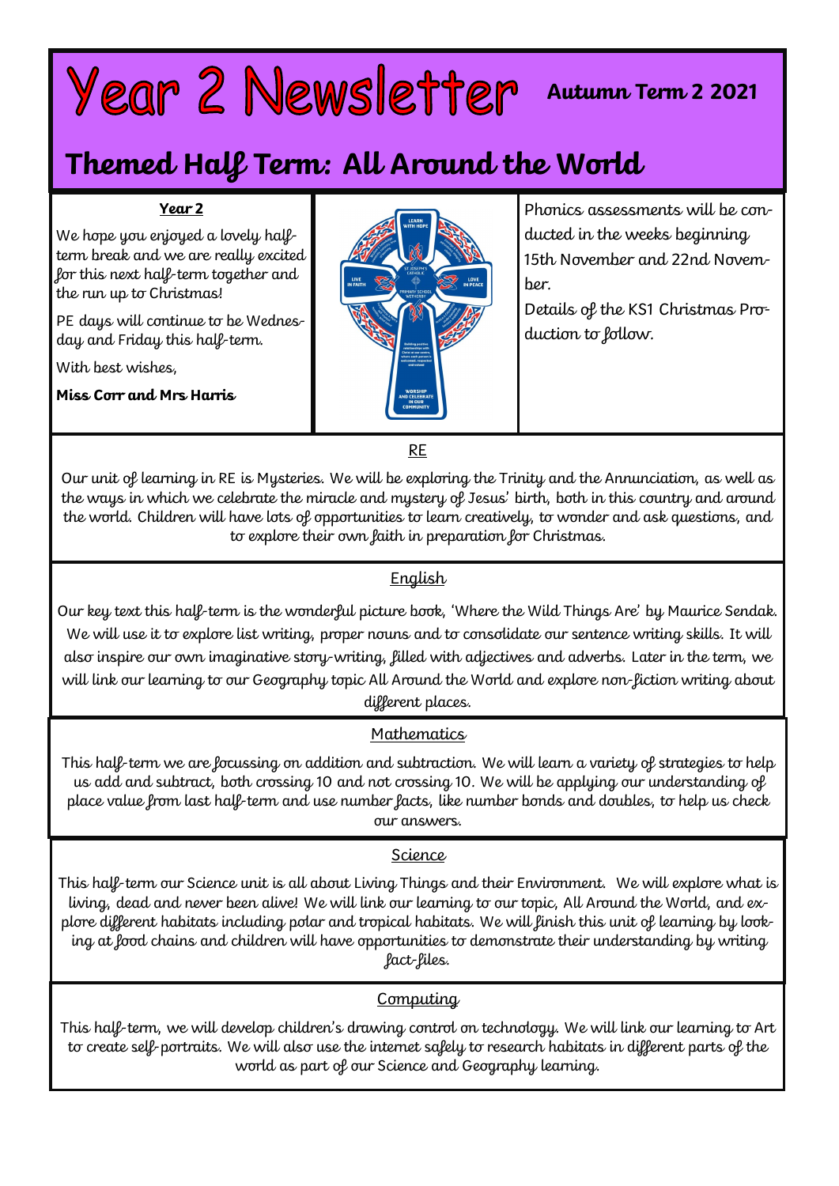# Year 2 Newsletter

**Autumn Term 2 2021**

## Themed Half Term: All Around the World

### Year 2

We hope you enjoyed a lovely half-term break and we are really excited for this next half-term together and the run up to Christmas!

PE days will continue to be Wednesday and Friday this half-term.

With best wishes,

**Miss Corr and Mrs Harris**

Phonics assessments will be conducted in the weeks beginning 15th November and 22nd November.

Details of the KS1 Christmas Production to follow.

### RE

Our unit of learning in RE is Mysteries. We will be exploring the Trinity and the Annunciation, as well as the ways in which we celebrate the miracle and mystery of Jesus' birth, both in this country and around the world. Children will have lots of opportunities to learn creatively, to wonder and ask questions, and to explore their own faith in preparation for Christmas.

### English

Our key text this half-term is the wonderful picture book, 'Where the Wild Things Are' by Maurice Sendak. We will use it to explore list writing, proper nouns and to consolidate our sentence writing skills. It will also inspire our own imaginative story-writing, filled with adjectives and adverbs. Later in the term, we will link our learning to our Geography topic All Around the World and explore non-fiction writing about different places.

### Mathematics

This half-term we are focussing on addition and subtraction. We will learn a variety of strategies to help us add and subtract, both crossing 10 and not crossing 10. We will be applying our understanding of place value from last half-term and use number facts, like number bonds and doubles, to help us check our answers.

### Science

This half-term our Science unit is all about Living Things and their Environment. We will explore what is living, dead and never been alive! We will link our learning to our topic, All Around the World, and explore different habitats including polar and tropical habitats. We will finish this unit of learning by looking at food chains and children will have opportunities to demonstrate their understanding by writing fact-files.

### Computing

This half-term, we will develop children's drawing control on technology. We will link our learning to Art to create self-portraits. We will also use the internet safely to research habitats in different parts of the world as part of our Science and Geography learning.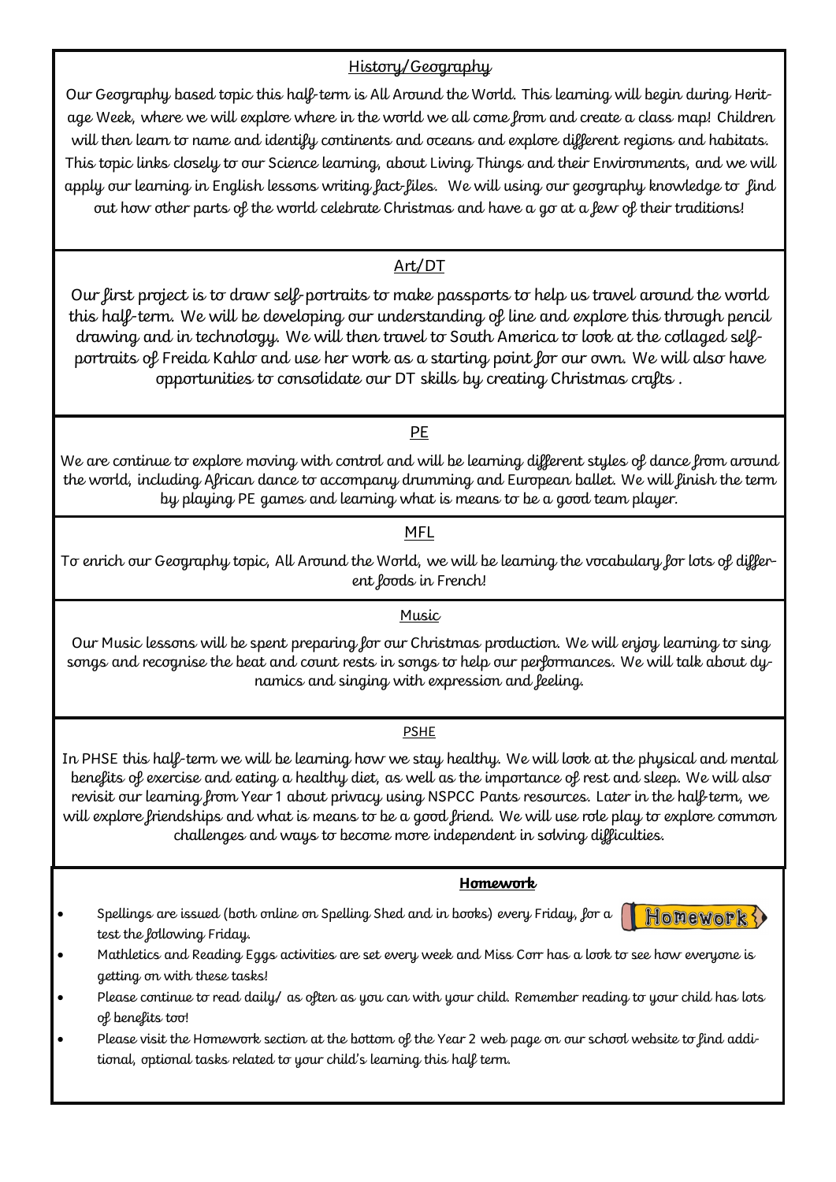## History/Geography

Our Geography based topic this half-term is All Around the World. This learning will begin during Heritage Week, where we will explore where in the world we all come from and create a class map! Children will then learn to name and identify continents and oceans and explore different regions and habitats. This topic links closely to our Science learning, about Living Things and their Environments, and we will apply our learning in English lessons writing fact-files. We will using our geography knowledge to find out how other parts of the world celebrate Christmas and have a go at a few of their traditions!

## Art/DT

Our first project is to draw self-portraits to make passports to help us travel around the world this half-term. We will be developing our understanding of line and explore this through pencil drawing and in technology. We will then travel to South America to look at the collaged self-portraits of Freida Kahlo and use her work as a starting point for our own. We will also have opportunities to consolidate our DT skills by creating Christmas crafts .

## PE

We are continue to explore moving with control and will be learning different styles of dance from around the world, including African dance to accompany drumming and European ballet. We will finish the term by playing PE games and learning what is means to be a good team player.

## MFL

To enrich our Geography topic, All Around the World, we will be learning the vocabulary for lots of different foods in French!

## Music

Our Music lessons will be spent preparing for our Christmas production. We will enjoy learning to sing songs and recognise the beat and count rests in songs to help our performances. We will talk about dynamics and singing with expression and feeling.

## PSHE

In PHSE this half-term we will be learning how we stay healthy. We will look at the physical and mental benefits of exercise and eating a healthy diet, as well as the importance of rest and sleep. We will also revisit our learning from Year 1 about privacy using NSPCC Pants resources. Later in the half-term, we will explore friendships and what is means to be a good friend. We will use role play to explore common challenges and ways to become more independent in solving difficulties.

## **Homework**

- Spellings are issued (both online on Spelling Shed and in books) every Friday, for a test the following Friday.
- Mathletics and Reading Eggs activities are set every week and Miss Corr has a look to see how everyone is getting on with these tasks!
- Please continue to read daily/ as often as you can with your child. Remember reading to your child has lots of benefits too!
- Please visit the Homework section at the bottom of the Year 2 web page on our school website to find additional, optional tasks related to your child's learning this half term.